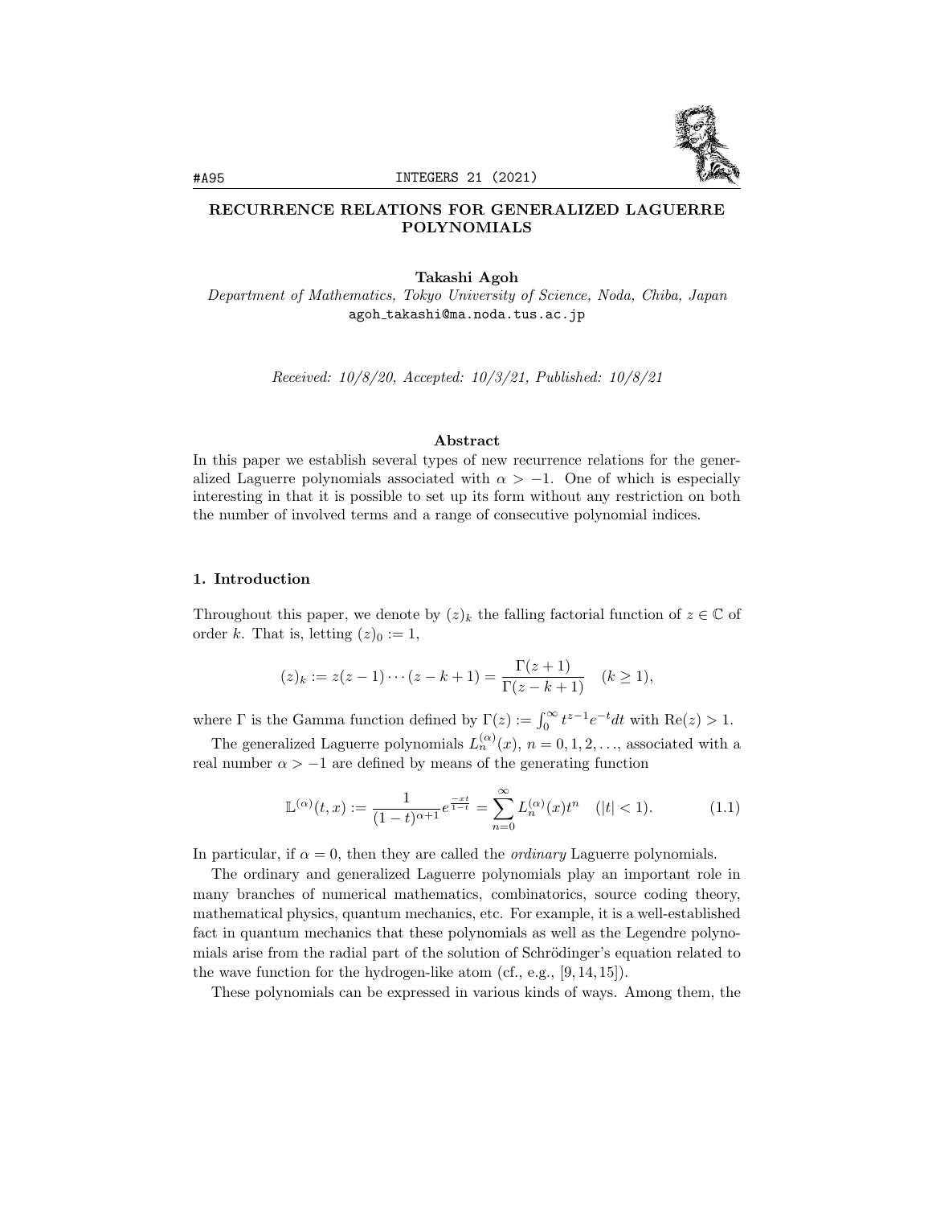# RECURRENCE RELATIONS FOR GENERALIZED LAGUERRE POLYNOMIALS

**Takashi Agoh**

*Department of Mathematics, Tokyo University of Science, Noda, Chiba, Japan*
agoh_takashi@ma.noda.tus.ac.jp

*Received: 10/8/20, Accepted: 10/3/21, Published: 10/8/21*

## Abstract

In this paper we establish several types of new recurrence relations for the generalized Laguerre polynomials associated with $\alpha > -1$. One of which is especially interesting in that it is possible to set up its form without any restriction on both the number of involved terms and a range of consecutive polynomial indices.

## 1. Introduction

Throughout this paper, we denote by $(z)_k$ the falling factorial function of $z \in \mathbb{C}$ of order $k$. That is, letting $(z)_0 := 1$,

$$(z)_k := z(z-1)\cdots(z-k+1) = \frac{\Gamma(z+1)}{\Gamma(z-k+1)} \quad (k \geq 1),$$

where $\Gamma$ is the Gamma function defined by $\Gamma(z) := \int_0^\infty t^{z-1}e^{-t}dt$ with $\text{Re}(z) > 1$.

The generalized Laguerre polynomials $L_n^{(\alpha)}(x)$, $n = 0, 1, 2, \ldots$, associated with a real number $\alpha > -1$ are defined by means of the generating function

$$\mathbb{L}^{(\alpha)}(t, x) := \frac{1}{(1-t)^{\alpha+1}} e^{\frac{-xt}{1-t}} = \sum_{n=0}^{\infty} L_n^{(\alpha)}(x) t^n \quad (|t| < 1). \tag{1.1}$$

In particular, if $\alpha = 0$, then they are called the *ordinary* Laguerre polynomials.

The ordinary and generalized Laguerre polynomials play an important role in many branches of numerical mathematics, combinatorics, source coding theory, mathematical physics, quantum mechanics, etc. For example, it is a well-established fact in quantum mechanics that these polynomials as well as the Legendre polynomials arise from the radial part of the solution of Schrödinger's equation related to the wave function for the hydrogen-like atom (cf., e.g., [9, 14, 15]).

These polynomials can be expressed in various kinds of ways. Among them, the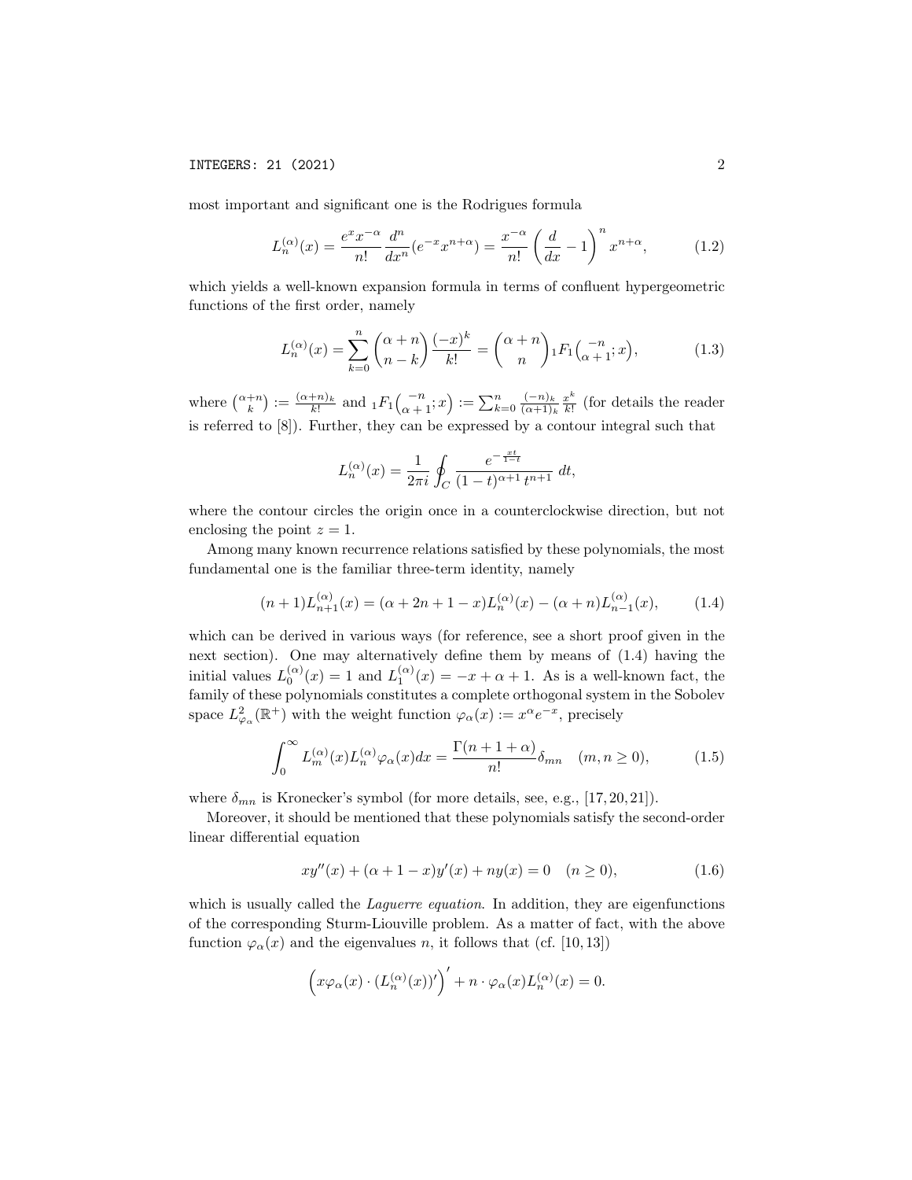most important and significant one is the Rodrigues formula

$$L_n^{(\alpha)}(x) = \frac{e^x x^{-\alpha}}{n!} \frac{d^n}{dx^n}(e^{-x}x^{n+\alpha}) = \frac{x^{-\alpha}}{n!}\left(\frac{d}{dx} - 1\right)^n x^{n+\alpha}, \tag{1.2}$$

which yields a well-known expansion formula in terms of confluent hypergeometric functions of the first order, namely

$$L_n^{(\alpha)}(x) = \sum_{k=0}^{n} \binom{\alpha+n}{n-k} \frac{(-x)^k}{k!} = \binom{\alpha+n}{n} {}_1F_1\left(\begin{matrix}-n\\ \alpha+1\end{matrix}; x\right), \tag{1.3}$$

where $\binom{\alpha+n}{k} := \frac{(\alpha+n)_k}{k!}$ and ${}_1F_1\left(\begin{matrix}-n\\ \alpha+1\end{matrix}; x\right) := \sum_{k=0}^{n} \frac{(-n)_k}{(\alpha+1)_k} \frac{x^k}{k!}$ (for details the reader is referred to [8]). Further, they can be expressed by a contour integral such that

$$L_n^{(\alpha)}(x) = \frac{1}{2\pi i} \oint_C \frac{e^{-\frac{xt}{1-t}}}{(1-t)^{\alpha+1}\, t^{n+1}}\, dt,$$

where the contour circles the origin once in a counterclockwise direction, but not enclosing the point $z = 1$.

Among many known recurrence relations satisfied by these polynomials, the most fundamental one is the familiar three-term identity, namely

$$(n+1)L_{n+1}^{(\alpha)}(x) = (\alpha + 2n + 1 - x)L_n^{(\alpha)}(x) - (\alpha+n)L_{n-1}^{(\alpha)}(x), \tag{1.4}$$

which can be derived in various ways (for reference, see a short proof given in the next section). One may alternatively define them by means of (1.4) having the initial values $L_0^{(\alpha)}(x) = 1$ and $L_1^{(\alpha)}(x) = -x + \alpha + 1$. As is a well-known fact, the family of these polynomials constitutes a complete orthogonal system in the Sobolev space $L^2_{\varphi_\alpha}(\mathbb{R}^+)$ with the weight function $\varphi_\alpha(x) := x^\alpha e^{-x}$, precisely

$$\int_0^\infty L_m^{(\alpha)}(x)L_n^{(\alpha)}\varphi_\alpha(x)dx = \frac{\Gamma(n+1+\alpha)}{n!}\delta_{mn} \quad (m, n \geq 0), \tag{1.5}$$

where $\delta_{mn}$ is Kronecker's symbol (for more details, see, e.g., [17, 20, 21]).

Moreover, it should be mentioned that these polynomials satisfy the second-order linear differential equation

$$xy''(x) + (\alpha + 1 - x)y'(x) + ny(x) = 0 \quad (n \geq 0), \tag{1.6}$$

which is usually called the *Laguerre equation*. In addition, they are eigenfunctions of the corresponding Sturm-Liouville problem. As a matter of fact, with the above function $\varphi_\alpha(x)$ and the eigenvalues $n$, it follows that (cf. [10, 13])

$$\left(x\varphi_\alpha(x) \cdot (L_n^{(\alpha)}(x))'\right)' + n \cdot \varphi_\alpha(x)L_n^{(\alpha)}(x) = 0.$$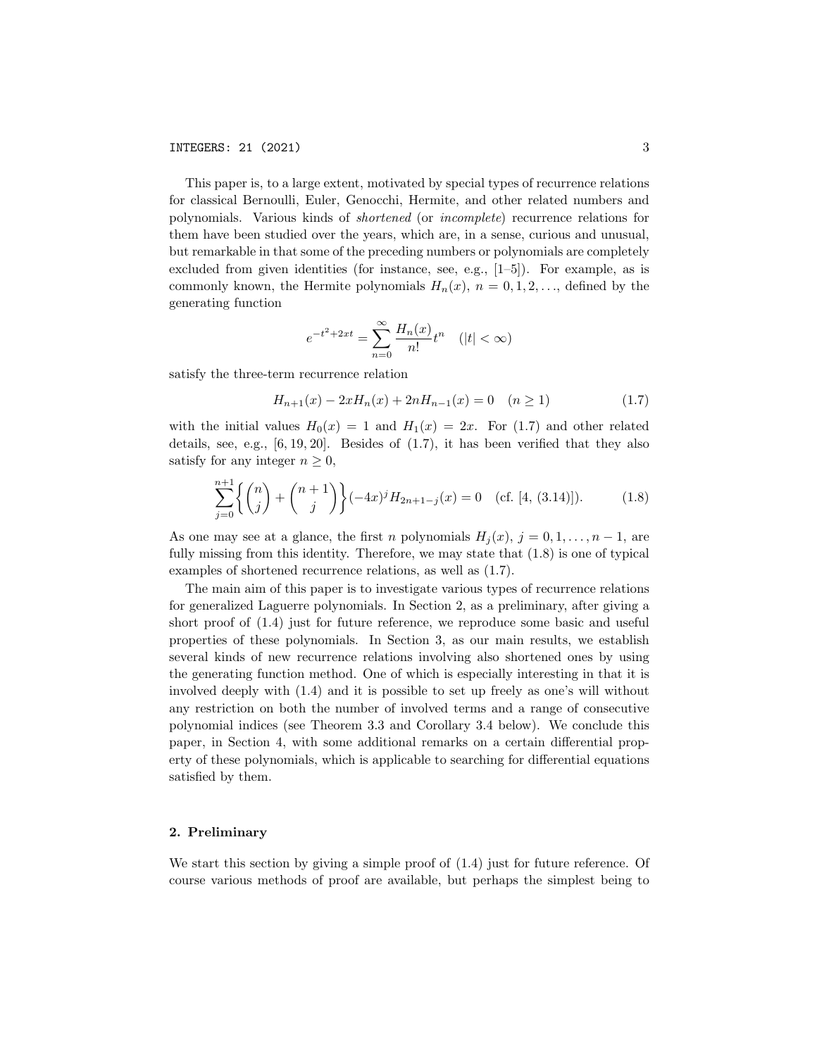This paper is, to a large extent, motivated by special types of recurrence relations for classical Bernoulli, Euler, Genocchi, Hermite, and other related numbers and polynomials. Various kinds of *shortened* (or *incomplete*) recurrence relations for them have been studied over the years, which are, in a sense, curious and unusual, but remarkable in that some of the preceding numbers or polynomials are completely excluded from given identities (for instance, see, e.g., [1–5]). For example, as is commonly known, the Hermite polynomials $H_n(x)$, $n = 0, 1, 2, \ldots$, defined by the generating function

$$e^{-t^2+2xt} = \sum_{n=0}^{\infty} \frac{H_n(x)}{n!} t^n \quad (|t| < \infty)$$

satisfy the three-term recurrence relation

$$H_{n+1}(x) - 2xH_n(x) + 2nH_{n-1}(x) = 0 \quad (n \geq 1) \tag{1.7}$$

with the initial values $H_0(x) = 1$ and $H_1(x) = 2x$. For (1.7) and other related details, see, e.g., [6, 19, 20]. Besides of (1.7), it has been verified that they also satisfy for any integer $n \geq 0$,

$$\sum_{j=0}^{n+1} \left\{ \binom{n}{j} + \binom{n+1}{j} \right\} (-4x)^j H_{2n+1-j}(x) = 0 \quad (\text{cf. [4, (3.14)]}). \tag{1.8}$$

As one may see at a glance, the first $n$ polynomials $H_j(x)$, $j = 0, 1, \ldots, n-1$, are fully missing from this identity. Therefore, we may state that (1.8) is one of typical examples of shortened recurrence relations, as well as (1.7).

The main aim of this paper is to investigate various types of recurrence relations for generalized Laguerre polynomials. In Section 2, as a preliminary, after giving a short proof of (1.4) just for future reference, we reproduce some basic and useful properties of these polynomials. In Section 3, as our main results, we establish several kinds of new recurrence relations involving also shortened ones by using the generating function method. One of which is especially interesting in that it is involved deeply with (1.4) and it is possible to set up freely as one's will without any restriction on both the number of involved terms and a range of consecutive polynomial indices (see Theorem 3.3 and Corollary 3.4 below). We conclude this paper, in Section 4, with some additional remarks on a certain differential property of these polynomials, which is applicable to searching for differential equations satisfied by them.

## 2. Preliminary

We start this section by giving a simple proof of (1.4) just for future reference. Of course various methods of proof are available, but perhaps the simplest being to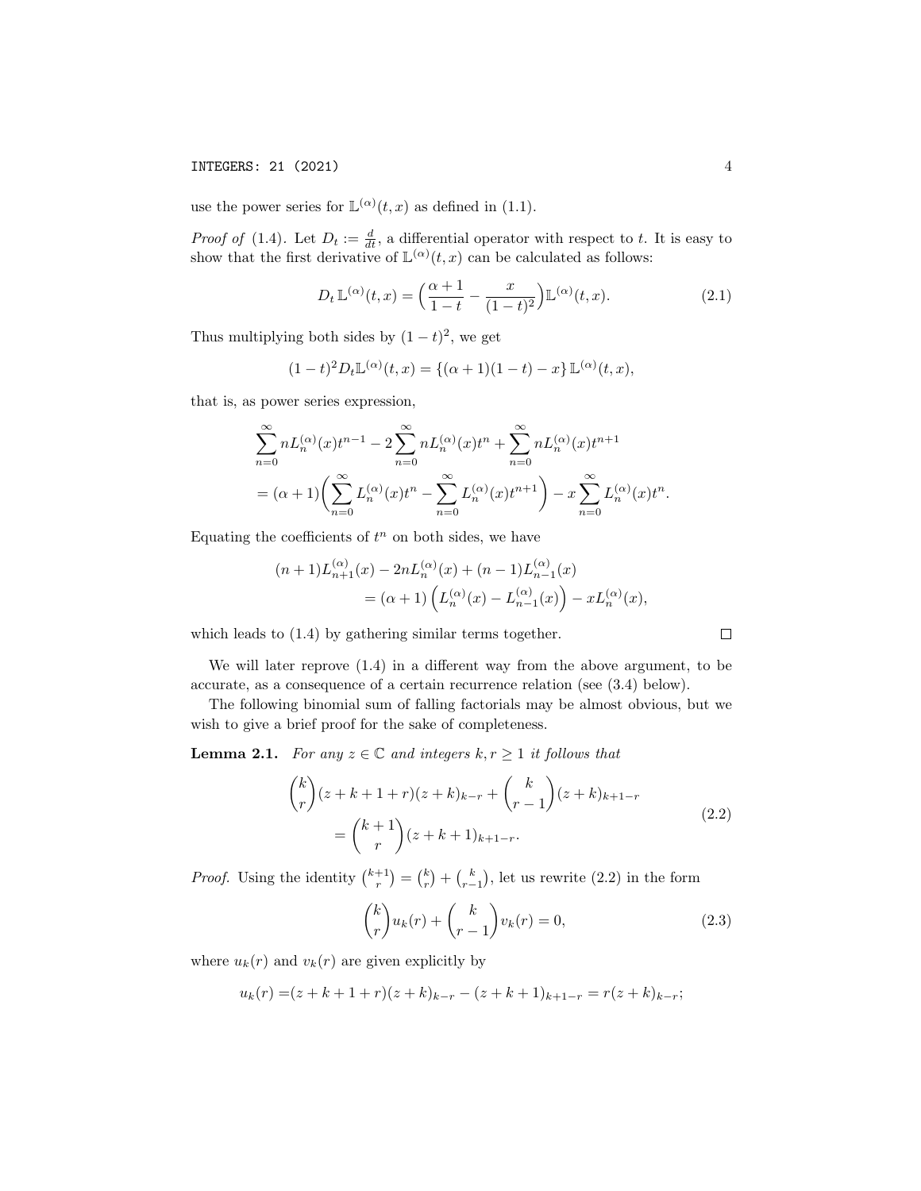use the power series for $\mathbb{L}^{(\alpha)}(t,x)$ as defined in (1.1).

*Proof of* (1.4). Let $D_t := \frac{d}{dt}$, a differential operator with respect to $t$. It is easy to show that the first derivative of $\mathbb{L}^{(\alpha)}(t,x)$ can be calculated as follows:

$$D_t\,\mathbb{L}^{(\alpha)}(t,x) = \Big(\frac{\alpha+1}{1-t} - \frac{x}{(1-t)^2}\Big)\mathbb{L}^{(\alpha)}(t,x). \tag{2.1}$$

Thus multiplying both sides by $(1-t)^2$, we get

$$(1-t)^2 D_t\mathbb{L}^{(\alpha)}(t,x) = \{(\alpha+1)(1-t) - x\}\,\mathbb{L}^{(\alpha)}(t,x),$$

that is, as power series expression,

$$\begin{aligned}
&\sum_{n=0}^{\infty} nL_n^{(\alpha)}(x)t^{n-1} - 2\sum_{n=0}^{\infty} nL_n^{(\alpha)}(x)t^n + \sum_{n=0}^{\infty} nL_n^{(\alpha)}(x)t^{n+1}\\
&= (\alpha+1)\bigg(\sum_{n=0}^{\infty} L_n^{(\alpha)}(x)t^n - \sum_{n=0}^{\infty} L_n^{(\alpha)}(x)t^{n+1}\bigg) - x\sum_{n=0}^{\infty} L_n^{(\alpha)}(x)t^n.
\end{aligned}$$

Equating the coefficients of $t^n$ on both sides, we have

$$\begin{aligned}
(n+1)L_{n+1}^{(\alpha)}(x) &- 2nL_n^{(\alpha)}(x) + (n-1)L_{n-1}^{(\alpha)}(x)\\
&= (\alpha+1)\left(L_n^{(\alpha)}(x) - L_{n-1}^{(\alpha)}(x)\right) - xL_n^{(\alpha)}(x),
\end{aligned}$$

which leads to (1.4) by gathering similar terms together. □

We will later reprove (1.4) in a different way from the above argument, to be accurate, as a consequence of a certain recurrence relation (see (3.4) below).

The following binomial sum of falling factorials may be almost obvious, but we wish to give a brief proof for the sake of completeness.

**Lemma 2.1.** *For any $z \in \mathbb{C}$ and integers $k, r \geq 1$ it follows that*

$$\begin{aligned}
\binom{k}{r}(z+k+1+r)(z+k)_{k-r} &+ \binom{k}{r-1}(z+k)_{k+1-r}\\
&= \binom{k+1}{r}(z+k+1)_{k+1-r}.
\end{aligned} \tag{2.2}$$

*Proof.* Using the identity $\binom{k+1}{r} = \binom{k}{r} + \binom{k}{r-1}$, let us rewrite (2.2) in the form

$$\binom{k}{r}u_k(r) + \binom{k}{r-1}v_k(r) = 0, \tag{2.3}$$

where $u_k(r)$ and $v_k(r)$ are given explicitly by

$$u_k(r) = (z+k+1+r)(z+k)_{k-r} - (z+k+1)_{k+1-r} = r(z+k)_{k-r};$$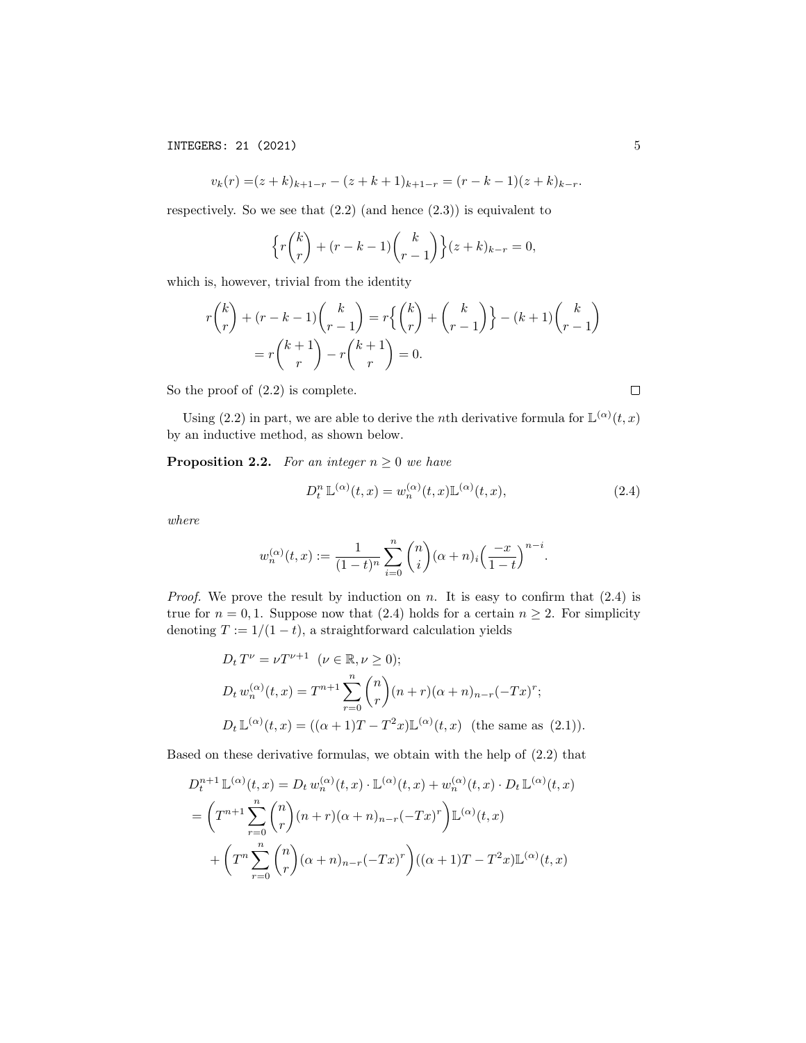$$v_k(r) = (z+k)_{k+1-r} - (z+k+1)_{k+1-r} = (r-k-1)(z+k)_{k-r}.$$

respectively. So we see that (2.2) (and hence (2.3)) is equivalent to

$$\Big\{ r\binom{k}{r} + (r-k-1)\binom{k}{r-1} \Big\} (z+k)_{k-r} = 0,$$

which is, however, trivial from the identity

$$\begin{aligned} r\binom{k}{r} + (r-k-1)\binom{k}{r-1} &= r\Big\{ \binom{k}{r} + \binom{k}{r-1} \Big\} - (k+1)\binom{k}{r-1} \\ &= r\binom{k+1}{r} - r\binom{k+1}{r} = 0. \end{aligned}$$

So the proof of (2.2) is complete. $\square$

Using (2.2) in part, we are able to derive the $n$th derivative formula for $\mathbb{L}^{(\alpha)}(t,x)$ by an inductive method, as shown below.

**Proposition 2.2.** *For an integer $n \geq 0$ we have*

$$D_t^n \, \mathbb{L}^{(\alpha)}(t,x) = w_n^{(\alpha)}(t,x) \mathbb{L}^{(\alpha)}(t,x), \tag{2.4}$$

*where*

$$w_n^{(\alpha)}(t,x) := \frac{1}{(1-t)^n} \sum_{i=0}^{n} \binom{n}{i} (\alpha+n)_i \Big( \frac{-x}{1-t} \Big)^{n-i}.$$

*Proof.* We prove the result by induction on $n$. It is easy to confirm that (2.4) is true for $n = 0, 1$. Suppose now that (2.4) holds for a certain $n \geq 2$. For simplicity denoting $T := 1/(1-t)$, a straightforward calculation yields

$$\begin{aligned} &D_t \, T^\nu = \nu T^{\nu+1} \ \ (\nu \in \mathbb{R}, \nu \geq 0); \\ &D_t \, w_n^{(\alpha)}(t,x) = T^{n+1} \sum_{r=0}^{n} \binom{n}{r} (n+r)(\alpha+n)_{n-r} (-Tx)^r; \\ &D_t \, \mathbb{L}^{(\alpha)}(t,x) = ((\alpha+1)T - T^2 x) \mathbb{L}^{(\alpha)}(t,x) \ \ \text{(the same as (2.1))}. \end{aligned}$$

Based on these derivative formulas, we obtain with the help of (2.2) that

$$\begin{aligned} &D_t^{n+1} \, \mathbb{L}^{(\alpha)}(t,x) = D_t \, w_n^{(\alpha)}(t,x) \cdot \mathbb{L}^{(\alpha)}(t,x) + w_n^{(\alpha)}(t,x) \cdot D_t \, \mathbb{L}^{(\alpha)}(t,x) \\ &= \Bigg( T^{n+1} \sum_{r=0}^{n} \binom{n}{r} (n+r)(\alpha+n)_{n-r} (-Tx)^r \Bigg) \mathbb{L}^{(\alpha)}(t,x) \\ &\quad + \Bigg( T^n \sum_{r=0}^{n} \binom{n}{r} (\alpha+n)_{n-r} (-Tx)^r \Bigg) ((\alpha+1)T - T^2 x) \mathbb{L}^{(\alpha)}(t,x) \end{aligned}$$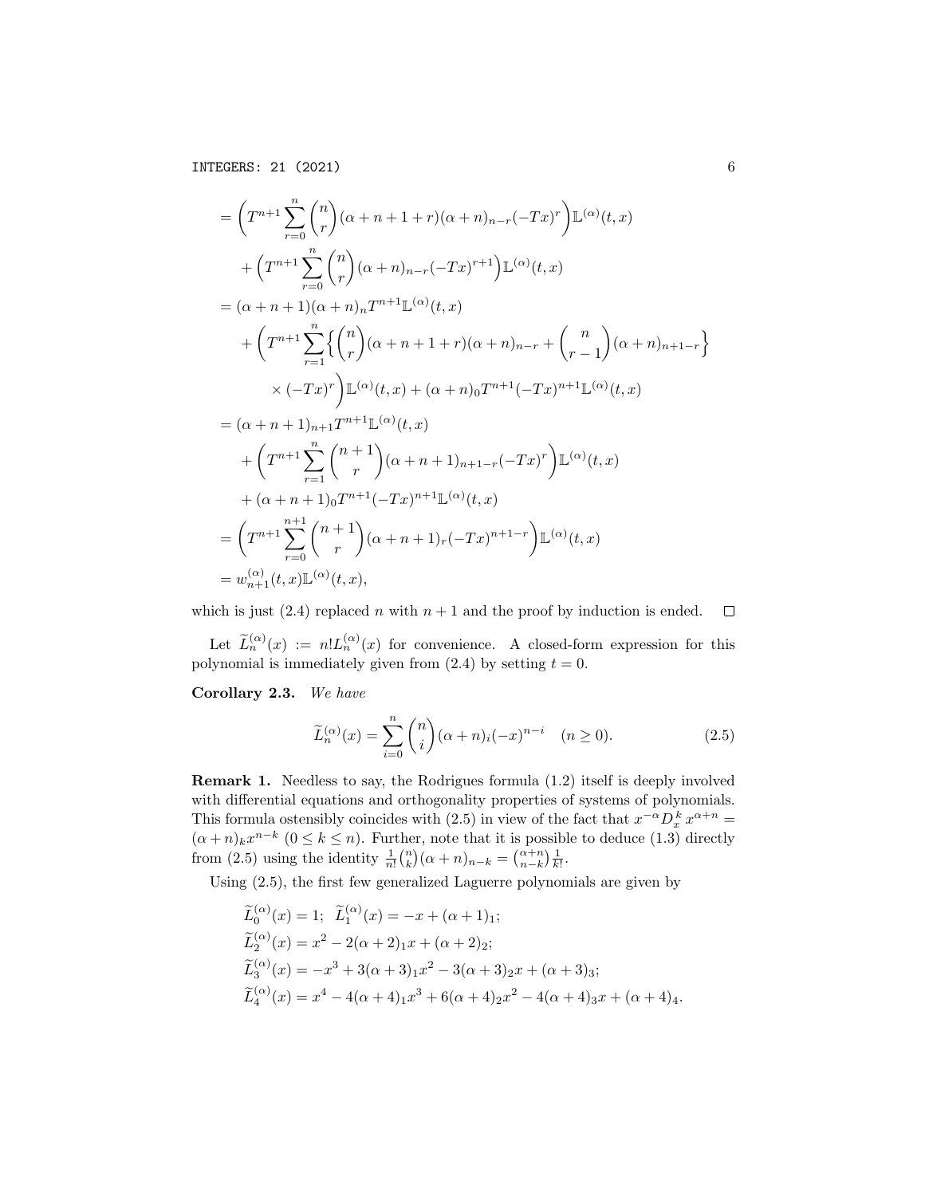$$
\begin{aligned}
&= \left(T^{n+1}\sum_{r=0}^{n}\binom{n}{r}(\alpha+n+1+r)(\alpha+n)_{n-r}(-Tx)^r\right)\mathbb{L}^{(\alpha)}(t,x)\\
&\quad + \left(T^{n+1}\sum_{r=0}^{n}\binom{n}{r}(\alpha+n)_{n-r}(-Tx)^{r+1}\right)\mathbb{L}^{(\alpha)}(t,x)\\
&= (\alpha+n+1)(\alpha+n)_n T^{n+1}\mathbb{L}^{(\alpha)}(t,x)\\
&\quad + \Bigg(T^{n+1}\sum_{r=1}^{n}\Big\{\binom{n}{r}(\alpha+n+1+r)(\alpha+n)_{n-r}+\binom{n}{r-1}(\alpha+n)_{n+1-r}\Big\}\\
&\qquad \times (-Tx)^r\Bigg)\mathbb{L}^{(\alpha)}(t,x) + (\alpha+n)_0 T^{n+1}(-Tx)^{n+1}\mathbb{L}^{(\alpha)}(t,x)\\
&= (\alpha+n+1)_{n+1}T^{n+1}\mathbb{L}^{(\alpha)}(t,x)\\
&\quad + \left(T^{n+1}\sum_{r=1}^{n}\binom{n+1}{r}(\alpha+n+1)_{n+1-r}(-Tx)^r\right)\mathbb{L}^{(\alpha)}(t,x)\\
&\quad + (\alpha+n+1)_0 T^{n+1}(-Tx)^{n+1}\mathbb{L}^{(\alpha)}(t,x)\\
&= \left(T^{n+1}\sum_{r=0}^{n+1}\binom{n+1}{r}(\alpha+n+1)_r(-Tx)^{n+1-r}\right)\mathbb{L}^{(\alpha)}(t,x)\\
&= w_{n+1}^{(\alpha)}(t,x)\mathbb{L}^{(\alpha)}(t,x),
\end{aligned}
$$

which is just (2.4) replaced $n$ with $n+1$ and the proof by induction is ended. $\square$

Let $\widetilde{L}_n^{(\alpha)}(x) := n!L_n^{(\alpha)}(x)$ for convenience. A closed-form expression for this polynomial is immediately given from (2.4) by setting $t = 0$.

**Corollary 2.3.** *We have*

$$
\widetilde{L}_n^{(\alpha)}(x) = \sum_{i=0}^{n}\binom{n}{i}(\alpha+n)_i(-x)^{n-i} \quad (n \geq 0). \tag{2.5}
$$

**Remark 1.** Needless to say, the Rodrigues formula (1.2) itself is deeply involved with differential equations and orthogonality properties of systems of polynomials. This formula ostensibly coincides with (2.5) in view of the fact that $x^{-\alpha}D_x^k\, x^{\alpha+n} = (\alpha+n)_k x^{n-k}$ $(0 \leq k \leq n)$. Further, note that it is possible to deduce (1.3) directly from (2.5) using the identity $\frac{1}{n!}\binom{n}{k}(\alpha+n)_{n-k} = \binom{\alpha+n}{n-k}\frac{1}{k!}$.

Using (2.5), the first few generalized Laguerre polynomials are given by

$$
\begin{aligned}
&\widetilde{L}_0^{(\alpha)}(x) = 1;\;\; \widetilde{L}_1^{(\alpha)}(x) = -x + (\alpha+1)_1;\\
&\widetilde{L}_2^{(\alpha)}(x) = x^2 - 2(\alpha+2)_1 x + (\alpha+2)_2;\\
&\widetilde{L}_3^{(\alpha)}(x) = -x^3 + 3(\alpha+3)_1 x^2 - 3(\alpha+3)_2 x + (\alpha+3)_3;\\
&\widetilde{L}_4^{(\alpha)}(x) = x^4 - 4(\alpha+4)_1 x^3 + 6(\alpha+4)_2 x^2 - 4(\alpha+4)_3 x + (\alpha+4)_4.
\end{aligned}
$$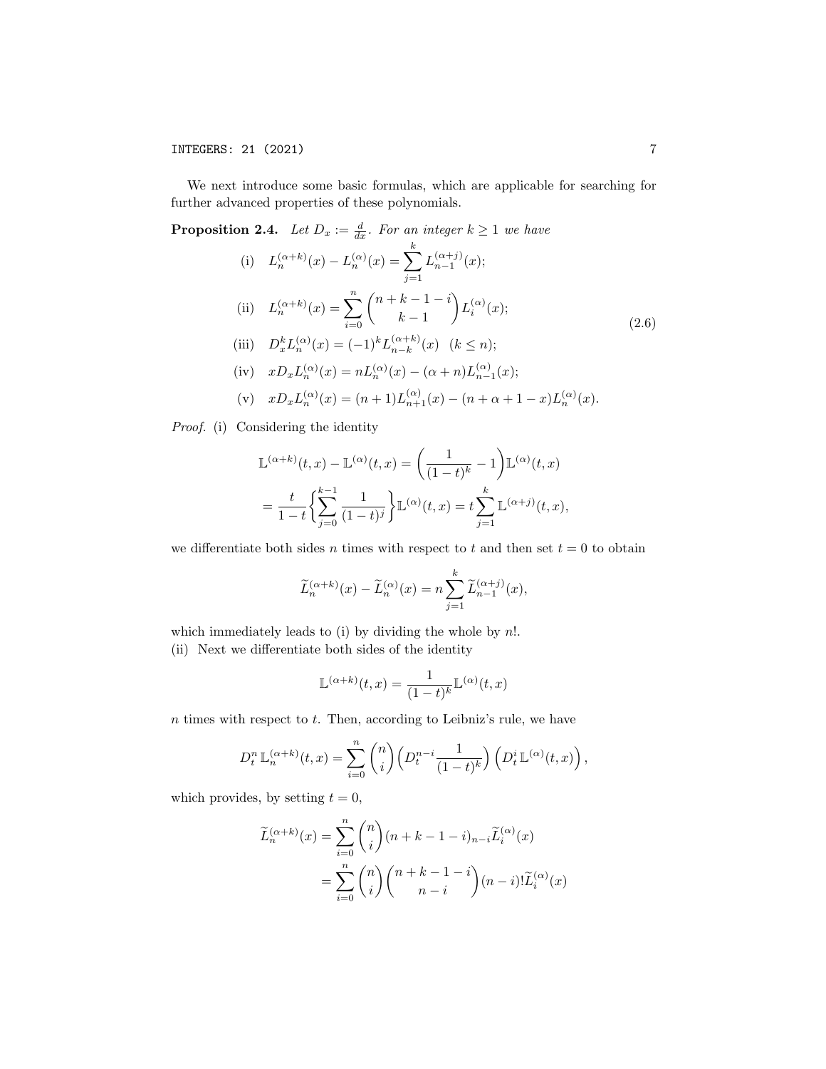We next introduce some basic formulas, which are applicable for searching for further advanced properties of these polynomials.

**Proposition 2.4.** *Let $D_x := \frac{d}{dx}$. For an integer $k \geq 1$ we have*

$$
\begin{aligned}
&\text{(i)} \quad L_n^{(\alpha+k)}(x) - L_n^{(\alpha)}(x) = \sum_{j=1}^{k} L_{n-1}^{(\alpha+j)}(x); \\
&\text{(ii)} \quad L_n^{(\alpha+k)}(x) = \sum_{i=0}^{n} \binom{n+k-1-i}{k-1} L_i^{(\alpha)}(x); \\
&\text{(iii)} \quad D_x^k L_n^{(\alpha)}(x) = (-1)^k L_{n-k}^{(\alpha+k)}(x) \quad (k \leq n); \\
&\text{(iv)} \quad x D_x L_n^{(\alpha)}(x) = n L_n^{(\alpha)}(x) - (\alpha+n) L_{n-1}^{(\alpha)}(x); \\
&\text{(v)} \quad x D_x L_n^{(\alpha)}(x) = (n+1) L_{n+1}^{(\alpha)}(x) - (n+\alpha+1-x) L_n^{(\alpha)}(x).
\end{aligned}
\tag{2.6}
$$

*Proof.* (i) Considering the identity

$$
\begin{aligned}
&\mathbb{L}^{(\alpha+k)}(t,x) - \mathbb{L}^{(\alpha)}(t,x) = \left( \frac{1}{(1-t)^k} - 1 \right) \mathbb{L}^{(\alpha)}(t,x) \\
&= \frac{t}{1-t} \left\{ \sum_{j=0}^{k-1} \frac{1}{(1-t)^j} \right\} \mathbb{L}^{(\alpha)}(t,x) = t \sum_{j=1}^{k} \mathbb{L}^{(\alpha+j)}(t,x),
\end{aligned}
$$

we differentiate both sides $n$ times with respect to $t$ and then set $t = 0$ to obtain

$$
\widetilde{L}_n^{(\alpha+k)}(x) - \widetilde{L}_n^{(\alpha)}(x) = n \sum_{j=1}^{k} \widetilde{L}_{n-1}^{(\alpha+j)}(x),
$$

which immediately leads to (i) by dividing the whole by $n!$.

(ii) Next we differentiate both sides of the identity

$$
\mathbb{L}^{(\alpha+k)}(t,x) = \frac{1}{(1-t)^k} \mathbb{L}^{(\alpha)}(t,x)
$$

$n$ times with respect to $t$. Then, according to Leibniz's rule, we have

$$
D_t^n \mathbb{L}_n^{(\alpha+k)}(t,x) = \sum_{i=0}^{n} \binom{n}{i} \left( D_t^{n-i} \frac{1}{(1-t)^k} \right) \left( D_t^i \mathbb{L}^{(\alpha)}(t,x) \right),
$$

which provides, by setting $t = 0$,

$$
\begin{aligned}
\widetilde{L}_n^{(\alpha+k)}(x) &= \sum_{i=0}^{n} \binom{n}{i} (n+k-1-i)_{n-i} \widetilde{L}_i^{(\alpha)}(x) \\
&= \sum_{i=0}^{n} \binom{n}{i} \binom{n+k-1-i}{n-i} (n-i)! \widetilde{L}_i^{(\alpha)}(x)
\end{aligned}
$$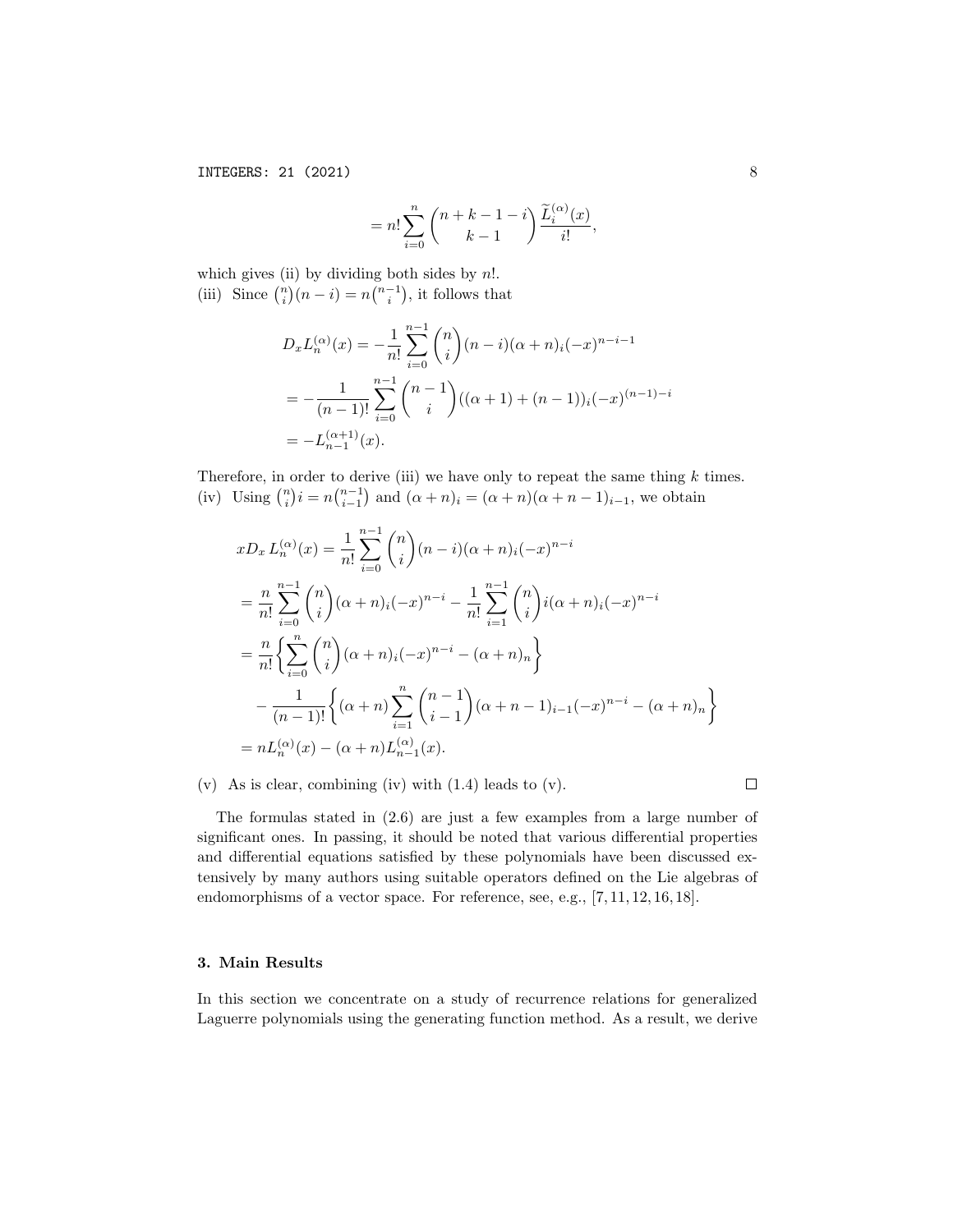$$= n! \sum_{i=0}^{n} \binom{n+k-1-i}{k-1} \frac{\widetilde{L}_i^{(\alpha)}(x)}{i!},$$

which gives (ii) by dividing both sides by $n!$.
(iii) Since $\binom{n}{i}(n-i) = n\binom{n-1}{i}$, it follows that

$$\begin{aligned}
D_x L_n^{(\alpha)}(x) &= -\frac{1}{n!} \sum_{i=0}^{n-1} \binom{n}{i} (n-i)(\alpha+n)_i (-x)^{n-i-1} \\
&= -\frac{1}{(n-1)!} \sum_{i=0}^{n-1} \binom{n-1}{i} ((\alpha+1)+(n-1))_i (-x)^{(n-1)-i} \\
&= -L_{n-1}^{(\alpha+1)}(x).
\end{aligned}$$

Therefore, in order to derive (iii) we have only to repeat the same thing $k$ times.
(iv) Using $\binom{n}{i} i = n\binom{n-1}{i-1}$ and $(\alpha+n)_i = (\alpha+n)(\alpha+n-1)_{i-1}$, we obtain

$$\begin{aligned}
x D_x\, L_n^{(\alpha)}(x) &= \frac{1}{n!} \sum_{i=0}^{n-1} \binom{n}{i} (n-i)(\alpha+n)_i (-x)^{n-i} \\
&= \frac{n}{n!} \sum_{i=0}^{n-1} \binom{n}{i} (\alpha+n)_i (-x)^{n-i} - \frac{1}{n!} \sum_{i=1}^{n-1} \binom{n}{i} i (\alpha+n)_i (-x)^{n-i} \\
&= \frac{n}{n!} \left\{ \sum_{i=0}^{n} \binom{n}{i} (\alpha+n)_i (-x)^{n-i} - (\alpha+n)_n \right\} \\
&\quad - \frac{1}{(n-1)!} \left\{ (\alpha+n) \sum_{i=1}^{n} \binom{n-1}{i-1} (\alpha+n-1)_{i-1} (-x)^{n-i} - (\alpha+n)_n \right\} \\
&= n L_n^{(\alpha)}(x) - (\alpha+n) L_{n-1}^{(\alpha)}(x).
\end{aligned}$$

(v) As is clear, combining (iv) with (1.4) leads to (v). $\square$

The formulas stated in (2.6) are just a few examples from a large number of significant ones. In passing, it should be noted that various differential properties and differential equations satisfied by these polynomials have been discussed extensively by many authors using suitable operators defined on the Lie algebras of endomorphisms of a vector space. For reference, see, e.g., [7, 11, 12, 16, 18].

## 3. Main Results

In this section we concentrate on a study of recurrence relations for generalized Laguerre polynomials using the generating function method. As a result, we derive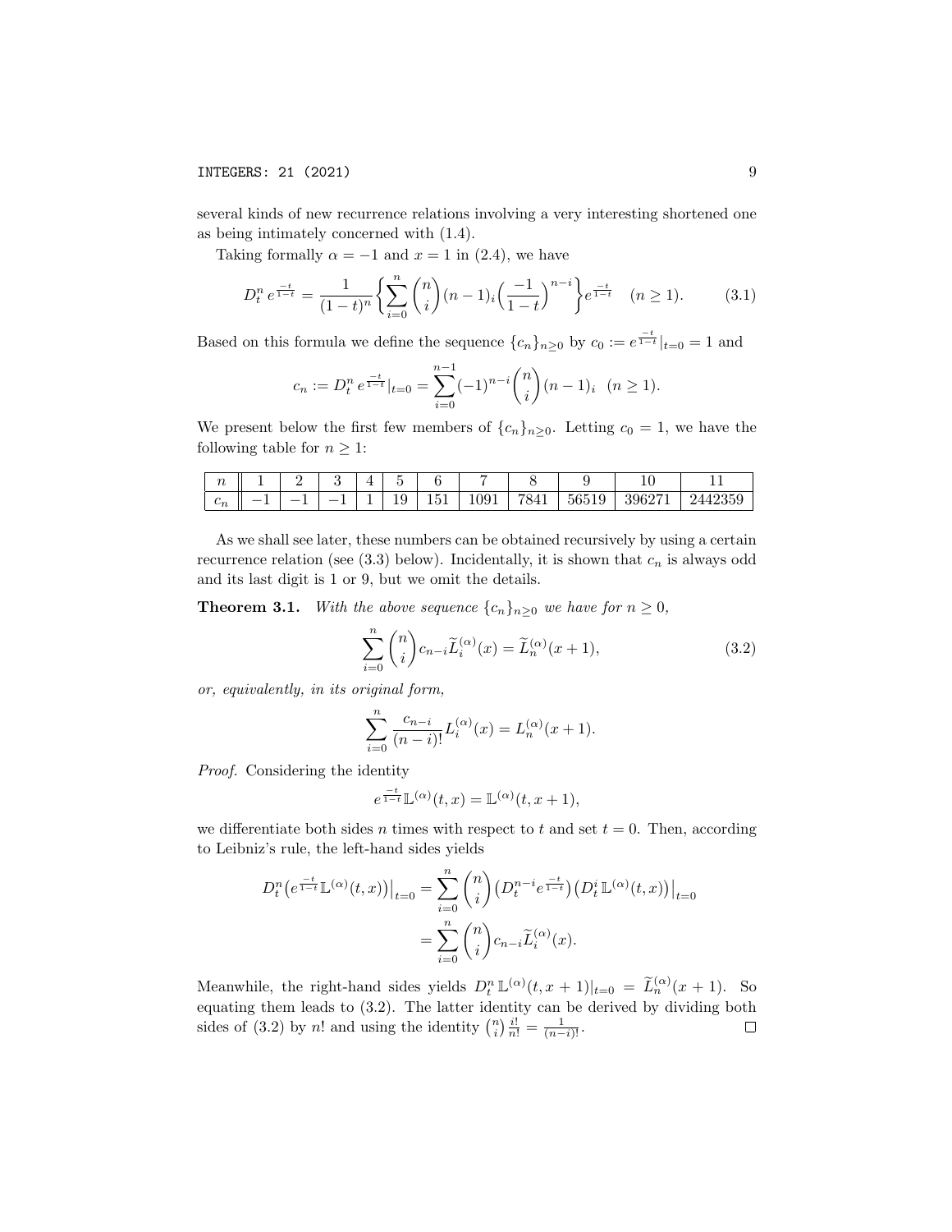several kinds of new recurrence relations involving a very interesting shortened one as being intimately concerned with (1.4).

Taking formally $\alpha = -1$ and $x = 1$ in (2.4), we have

$$D_t^n \, e^{\frac{-t}{1-t}} = \frac{1}{(1-t)^n} \left\{ \sum_{i=0}^{n} \binom{n}{i} (n-1)_i \Big( \frac{-1}{1-t} \Big)^{n-i} \right\} e^{\frac{-t}{1-t}} \quad (n \geq 1). \tag{3.1}$$

Based on this formula we define the sequence $\{c_n\}_{n\geq 0}$ by $c_0 := e^{\frac{-t}{1-t}}|_{t=0} = 1$ and

$$c_n := D_t^n \, e^{\frac{-t}{1-t}}|_{t=0} = \sum_{i=0}^{n-1} (-1)^{n-i} \binom{n}{i} (n-1)_i \ \ (n \geq 1).$$

We present below the first few members of $\{c_n\}_{n\geq 0}$. Letting $c_0 = 1$, we have the following table for $n \geq 1$:

| $n$ | 1 | 2 | 3 | 4 | 5 | 6 | 7 | 8 | 9 | 10 | 11 |
|---|---|---|---|---|---|---|---|---|---|---|---|
| $c_n$ | $-1$ | $-1$ | $-1$ | 1 | 19 | 151 | 1091 | 7841 | 56519 | 396271 | 2442359 |

As we shall see later, these numbers can be obtained recursively by using a certain recurrence relation (see (3.3) below). Incidentally, it is shown that $c_n$ is always odd and its last digit is 1 or 9, but we omit the details.

**Theorem 3.1.** *With the above sequence $\{c_n\}_{n\geq 0}$ we have for $n \geq 0$,*

$$\sum_{i=0}^{n} \binom{n}{i} c_{n-i} \widetilde{L}_i^{(\alpha)}(x) = \widetilde{L}_n^{(\alpha)}(x+1), \tag{3.2}$$

*or, equivalently, in its original form,*

$$\sum_{i=0}^{n} \frac{c_{n-i}}{(n-i)!} L_i^{(\alpha)}(x) = L_n^{(\alpha)}(x+1).$$

*Proof.* Considering the identity

$$e^{\frac{-t}{1-t}} \mathbb{L}^{(\alpha)}(t,x) = \mathbb{L}^{(\alpha)}(t, x+1),$$

we differentiate both sides $n$ times with respect to $t$ and set $t = 0$. Then, according to Leibniz's rule, the left-hand sides yields

$$\begin{aligned} D_t^n \big( e^{\frac{-t}{1-t}} \mathbb{L}^{(\alpha)}(t,x) \big)\big|_{t=0} &= \sum_{i=0}^{n} \binom{n}{i} \big( D_t^{n-i} e^{\frac{-t}{1-t}} \big) \big( D_t^i \, \mathbb{L}^{(\alpha)}(t,x) \big)\big|_{t=0} \\ &= \sum_{i=0}^{n} \binom{n}{i} c_{n-i} \widetilde{L}_i^{(\alpha)}(x). \end{aligned}$$

Meanwhile, the right-hand sides yields $D_t^n \, \mathbb{L}^{(\alpha)}(t, x+1)|_{t=0} = \widetilde{L}_n^{(\alpha)}(x+1)$. So equating them leads to (3.2). The latter identity can be derived by dividing both sides of (3.2) by $n!$ and using the identity $\binom{n}{i} \frac{i!}{n!} = \frac{1}{(n-i)!}$. $\square$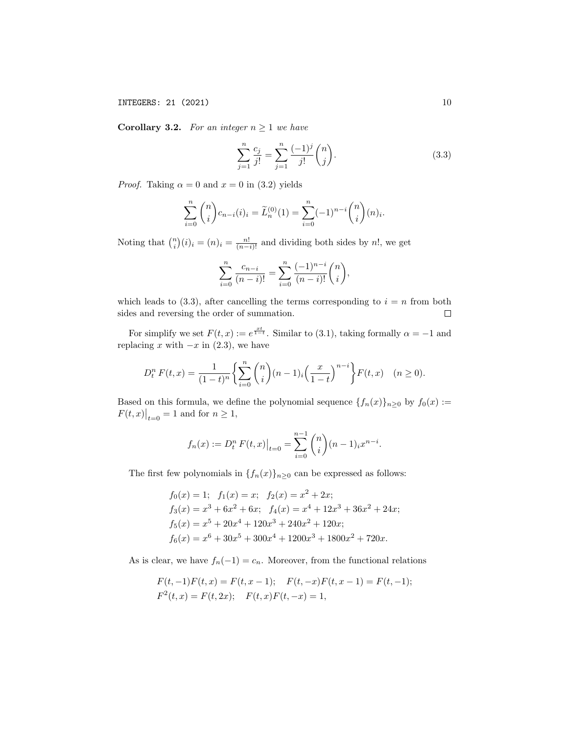**Corollary 3.2.** *For an integer $n \geq 1$ we have*

$$\sum_{j=1}^{n} \frac{c_j}{j!} = \sum_{j=1}^{n} \frac{(-1)^j}{j!}\binom{n}{j}. \tag{3.3}$$

*Proof.* Taking $\alpha = 0$ and $x = 0$ in (3.2) yields

$$\sum_{i=0}^{n} \binom{n}{i} c_{n-i} (i)_i = \widetilde{L}_n^{(0)}(1) = \sum_{i=0}^{n} (-1)^{n-i} \binom{n}{i} (n)_i.$$

Noting that $\binom{n}{i}(i)_i = (n)_i = \frac{n!}{(n-i)!}$ and dividing both sides by $n!$, we get

$$\sum_{i=0}^{n} \frac{c_{n-i}}{(n-i)!} = \sum_{i=0}^{n} \frac{(-1)^{n-i}}{(n-i)!}\binom{n}{i},$$

which leads to (3.3), after cancelling the terms corresponding to $i = n$ from both sides and reversing the order of summation. $\square$

For simplify we set $F(t,x) := e^{\frac{xt}{1-t}}$. Similar to (3.1), taking formally $\alpha = -1$ and replacing $x$ with $-x$ in (2.3), we have

$$D_t^n\, F(t,x) = \frac{1}{(1-t)^n}\left\{\sum_{i=0}^{n} \binom{n}{i} (n-1)_i \Big(\frac{x}{1-t}\Big)^{n-i}\right\} F(t,x) \quad (n \geq 0).$$

Based on this formula, we define the polynomial sequence $\{f_n(x)\}_{n\geq 0}$ by $f_0(x) := F(t,x)\big|_{t=0} = 1$ and for $n \geq 1$,

$$f_n(x) := D_t^n\, F(t,x)\big|_{t=0} = \sum_{i=0}^{n-1} \binom{n}{i} (n-1)_i x^{n-i}.$$

The first few polynomials in $\{f_n(x)\}_{n\geq 0}$ can be expressed as follows:

$$\begin{aligned}
&f_0(x) = 1; \quad f_1(x) = x; \quad f_2(x) = x^2 + 2x;\\
&f_3(x) = x^3 + 6x^2 + 6x; \quad f_4(x) = x^4 + 12x^3 + 36x^2 + 24x;\\
&f_5(x) = x^5 + 20x^4 + 120x^3 + 240x^2 + 120x;\\
&f_6(x) = x^6 + 30x^5 + 300x^4 + 1200x^3 + 1800x^2 + 720x.
\end{aligned}$$

As is clear, we have $f_n(-1) = c_n$. Moreover, from the functional relations

$$\begin{aligned}
&F(t,-1)F(t,x) = F(t,x-1); \quad F(t,-x)F(t,x-1) = F(t,-1);\\
&F^2(t,x) = F(t,2x); \quad F(t,x)F(t,-x) = 1,
\end{aligned}$$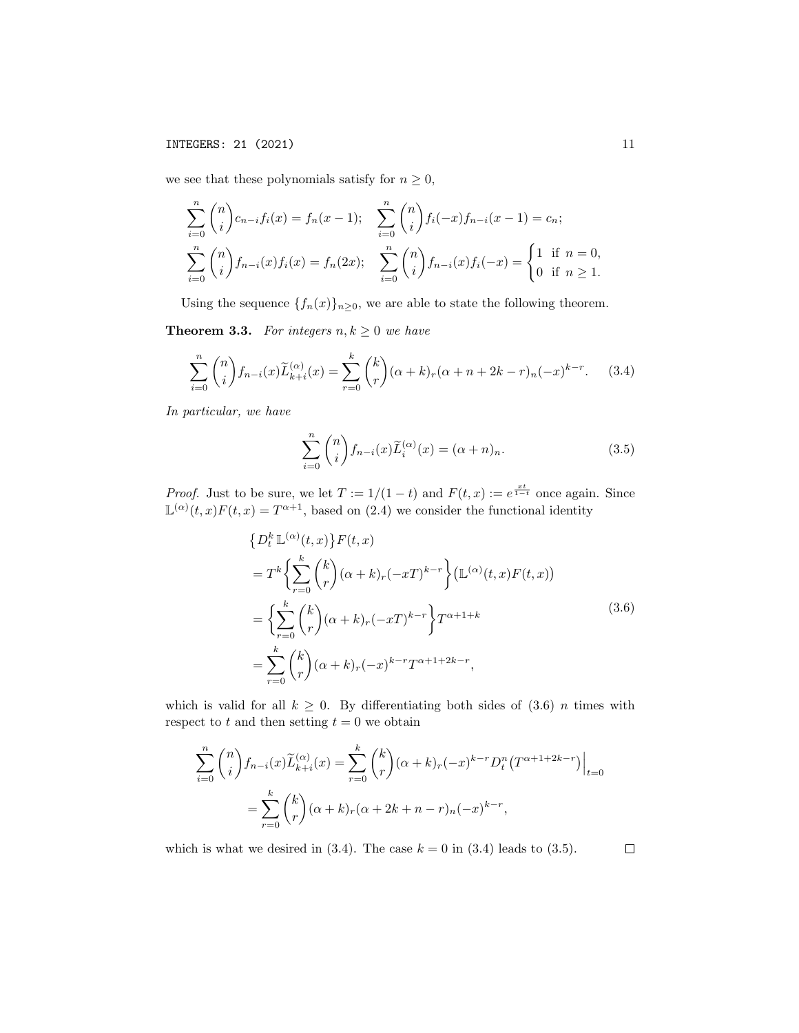we see that these polynomials satisfy for $n \geq 0$,

$$\sum_{i=0}^{n} \binom{n}{i} c_{n-i} f_i(x) = f_n(x-1); \quad \sum_{i=0}^{n} \binom{n}{i} f_i(-x) f_{n-i}(x-1) = c_n;$$

$$\sum_{i=0}^{n} \binom{n}{i} f_{n-i}(x) f_i(x) = f_n(2x); \quad \sum_{i=0}^{n} \binom{n}{i} f_{n-i}(x) f_i(-x) = \begin{cases} 1 & \text{if } n = 0, \\ 0 & \text{if } n \geq 1. \end{cases}$$

Using the sequence $\{f_n(x)\}_{n \geq 0}$, we are able to state the following theorem.

**Theorem 3.3.** *For integers $n, k \geq 0$ we have*

$$\sum_{i=0}^{n} \binom{n}{i} f_{n-i}(x) \widetilde{L}_{k+i}^{(\alpha)}(x) = \sum_{r=0}^{k} \binom{k}{r} (\alpha + k)_r (\alpha + n + 2k - r)_n (-x)^{k-r}. \tag{3.4}$$

*In particular, we have*

$$\sum_{i=0}^{n} \binom{n}{i} f_{n-i}(x) \widetilde{L}_i^{(\alpha)}(x) = (\alpha + n)_n. \tag{3.5}$$

*Proof.* Just to be sure, we let $T := 1/(1-t)$ and $F(t, x) := e^{\frac{xt}{1-t}}$ once again. Since $\mathbb{L}^{(\alpha)}(t, x) F(t, x) = T^{\alpha+1}$, based on (2.4) we consider the functional identity

$$\begin{aligned}
&\left\{ D_t^k \, \mathbb{L}^{(\alpha)}(t, x) \right\} F(t, x) \\
&= T^k \left\{ \sum_{r=0}^{k} \binom{k}{r} (\alpha + k)_r (-xT)^{k-r} \right\} \left( \mathbb{L}^{(\alpha)}(t, x) F(t, x) \right) \\
&= \left\{ \sum_{r=0}^{k} \binom{k}{r} (\alpha + k)_r (-xT)^{k-r} \right\} T^{\alpha+1+k} \\
&= \sum_{r=0}^{k} \binom{k}{r} (\alpha + k)_r (-x)^{k-r} T^{\alpha+1+2k-r},
\end{aligned} \tag{3.6}$$

which is valid for all $k \geq 0$. By differentiating both sides of (3.6) $n$ times with respect to $t$ and then setting $t = 0$ we obtain

$$\begin{aligned}
\sum_{i=0}^{n} \binom{n}{i} f_{n-i}(x) \widetilde{L}_{k+i}^{(\alpha)}(x) &= \sum_{r=0}^{k} \binom{k}{r} (\alpha + k)_r (-x)^{k-r} D_t^n \left( T^{\alpha+1+2k-r} \right) \Big|_{t=0} \\
&= \sum_{r=0}^{k} \binom{k}{r} (\alpha + k)_r (\alpha + 2k + n - r)_n (-x)^{k-r},
\end{aligned}$$

which is what we desired in (3.4). The case $k = 0$ in (3.4) leads to (3.5). $\square$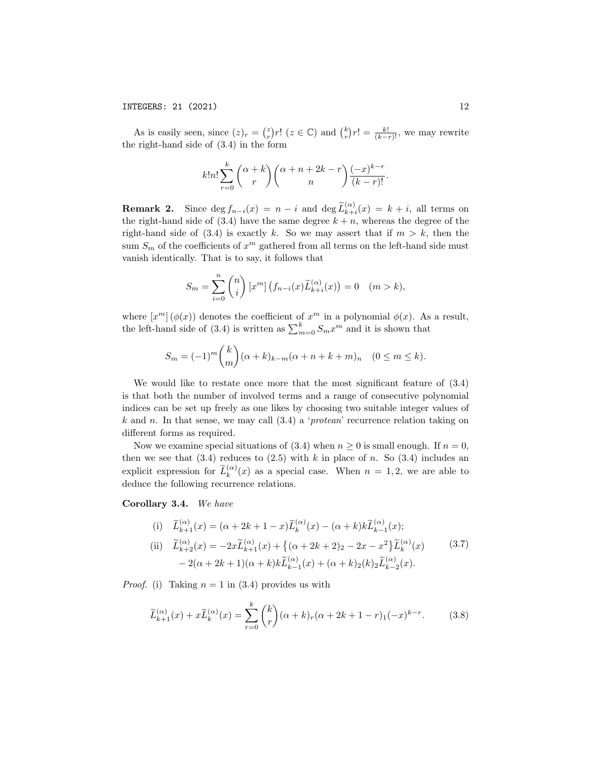As is easily seen, since $(z)_r = \binom{z}{r} r!$ $(z \in \mathbb{C})$ and $\binom{k}{r} r! = \frac{k!}{(k-r)!}$, we may rewrite the right-hand side of (3.4) in the form

$$k!n! \sum_{r=0}^{k} \binom{\alpha+k}{r} \binom{\alpha+n+2k-r}{n} \frac{(-x)^{k-r}}{(k-r)!}.$$

**Remark 2.** Since $\deg f_{n-i}(x) = n-i$ and $\deg \widetilde{L}_{k+i}^{(\alpha)}(x) = k+i$, all terms on the right-hand side of (3.4) have the same degree $k+n$, whereas the degree of the right-hand side of (3.4) is exactly $k$. So we may assert that if $m > k$, then the sum $S_m$ of the coefficients of $x^m$ gathered from all terms on the left-hand side must vanish identically. That is to say, it follows that

$$S_m = \sum_{i=0}^{n} \binom{n}{i} [x^m] \left( f_{n-i}(x) \widetilde{L}_{k+i}^{(\alpha)}(x) \right) = 0 \quad (m > k),$$

where $[x^m](\phi(x))$ denotes the coefficient of $x^m$ in a polynomial $\phi(x)$. As a result, the left-hand side of (3.4) is written as $\sum_{m=0}^{k} S_m x^m$ and it is shown that

$$S_m = (-1)^m \binom{k}{m} (\alpha+k)_{k-m} (\alpha+n+k+m)_n \quad (0 \le m \le k).$$

We would like to restate once more that the most significant feature of (3.4) is that both the number of involved terms and a range of consecutive polynomial indices can be set up freely as one likes by choosing two suitable integer values of $k$ and $n$. In that sense, we may call (3.4) a '*protean*' recurrence relation taking on different forms as required.

Now we examine special situations of (3.4) when $n \ge 0$ is small enough. If $n = 0$, then we see that (3.4) reduces to (2.5) with $k$ in place of $n$. So (3.4) includes an explicit expression for $\widetilde{L}_k^{(\alpha)}(x)$ as a special case. When $n = 1, 2$, we are able to deduce the following recurrence relations.

**Corollary 3.4.** *We have*

$$\begin{aligned}
&\text{(i)} \quad \widetilde{L}_{k+1}^{(\alpha)}(x) = (\alpha+2k+1-x)\widetilde{L}_k^{(\alpha)}(x) - (\alpha+k)k\widetilde{L}_{k-1}^{(\alpha)}(x); \\
&\text{(ii)} \quad \widetilde{L}_{k+2}^{(\alpha)}(x) = -2x\widetilde{L}_{k+1}^{(\alpha)}(x) + \left\{(\alpha+2k+2)_2 - 2x - x^2\right\}\widetilde{L}_k^{(\alpha)}(x) \\
&\qquad - 2(\alpha+2k+1)(\alpha+k)k\widetilde{L}_{k-1}^{(\alpha)}(x) + (\alpha+k)_2(k)_2\widetilde{L}_{k-2}^{(\alpha)}(x).
\end{aligned} \tag{3.7}$$

*Proof.* (i) Taking $n = 1$ in (3.4) provides us with

$$\widetilde{L}_{k+1}^{(\alpha)}(x) + x\widetilde{L}_k^{(\alpha)}(x) = \sum_{r=0}^{k} \binom{k}{r} (\alpha+k)_r (\alpha+2k+1-r)_1 (-x)^{k-r}. \tag{3.8}$$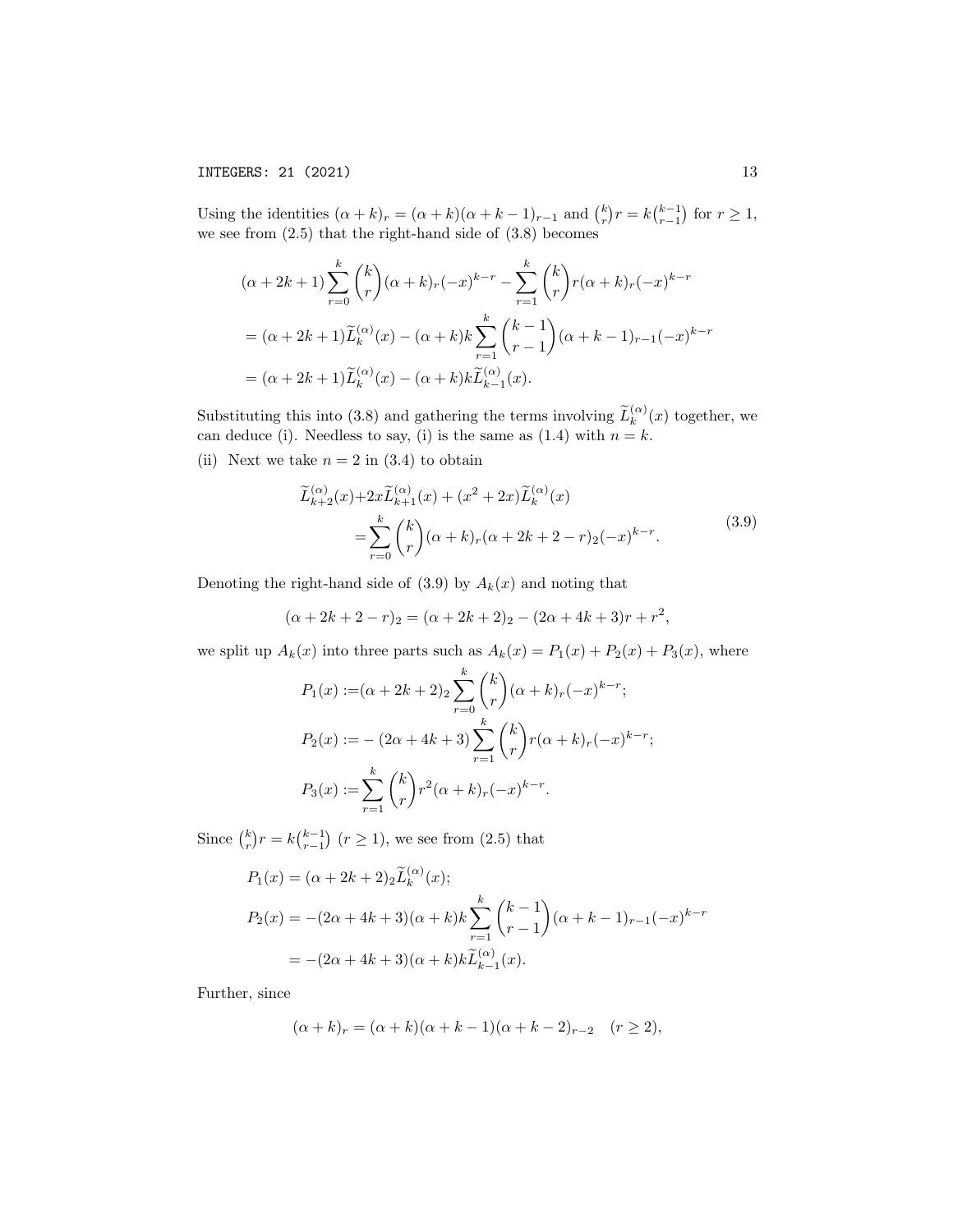Using the identities $(\alpha+k)_r = (\alpha+k)(\alpha+k-1)_{r-1}$ and $\binom{k}{r}r = k\binom{k-1}{r-1}$ for $r \geq 1$, we see from (2.5) that the right-hand side of (3.8) becomes

$$
\begin{aligned}
&(\alpha+2k+1)\sum_{r=0}^{k}\binom{k}{r}(\alpha+k)_r(-x)^{k-r} - \sum_{r=1}^{k}\binom{k}{r}r(\alpha+k)_r(-x)^{k-r} \\
&= (\alpha+2k+1)\widetilde{L}_k^{(\alpha)}(x) - (\alpha+k)k\sum_{r=1}^{k}\binom{k-1}{r-1}(\alpha+k-1)_{r-1}(-x)^{k-r} \\
&= (\alpha+2k+1)\widetilde{L}_k^{(\alpha)}(x) - (\alpha+k)k\widetilde{L}_{k-1}^{(\alpha)}(x).
\end{aligned}
$$

Substituting this into (3.8) and gathering the terms involving $\widetilde{L}_k^{(\alpha)}(x)$ together, we can deduce (i). Needless to say, (i) is the same as (1.4) with $n = k$.

(ii) Next we take $n = 2$ in (3.4) to obtain

$$
\begin{aligned}
\widetilde{L}_{k+2}^{(\alpha)}(x) &+ 2x\widetilde{L}_{k+1}^{(\alpha)}(x) + (x^2+2x)\widetilde{L}_k^{(\alpha)}(x) \\
&= \sum_{r=0}^{k}\binom{k}{r}(\alpha+k)_r(\alpha+2k+2-r)_2(-x)^{k-r}.
\end{aligned} \tag{3.9}
$$

Denoting the right-hand side of (3.9) by $A_k(x)$ and noting that

$$
(\alpha+2k+2-r)_2 = (\alpha+2k+2)_2 - (2\alpha+4k+3)r + r^2,
$$

we split up $A_k(x)$ into three parts such as $A_k(x) = P_1(x) + P_2(x) + P_3(x)$, where

$$
\begin{aligned}
P_1(x) &:= (\alpha+2k+2)_2\sum_{r=0}^{k}\binom{k}{r}(\alpha+k)_r(-x)^{k-r}; \\
P_2(x) &:= -(2\alpha+4k+3)\sum_{r=1}^{k}\binom{k}{r}r(\alpha+k)_r(-x)^{k-r}; \\
P_3(x) &:= \sum_{r=1}^{k}\binom{k}{r}r^2(\alpha+k)_r(-x)^{k-r}.
\end{aligned}
$$

Since $\binom{k}{r}r = k\binom{k-1}{r-1}$ $(r \geq 1)$, we see from (2.5) that

$$
\begin{aligned}
P_1(x) &= (\alpha+2k+2)_2\widetilde{L}_k^{(\alpha)}(x); \\
P_2(x) &= -(2\alpha+4k+3)(\alpha+k)k\sum_{r=1}^{k}\binom{k-1}{r-1}(\alpha+k-1)_{r-1}(-x)^{k-r} \\
&= -(2\alpha+4k+3)(\alpha+k)k\widetilde{L}_{k-1}^{(\alpha)}(x).
\end{aligned}
$$

Further, since

$$
(\alpha+k)_r = (\alpha+k)(\alpha+k-1)(\alpha+k-2)_{r-2} \quad (r \geq 2),
$$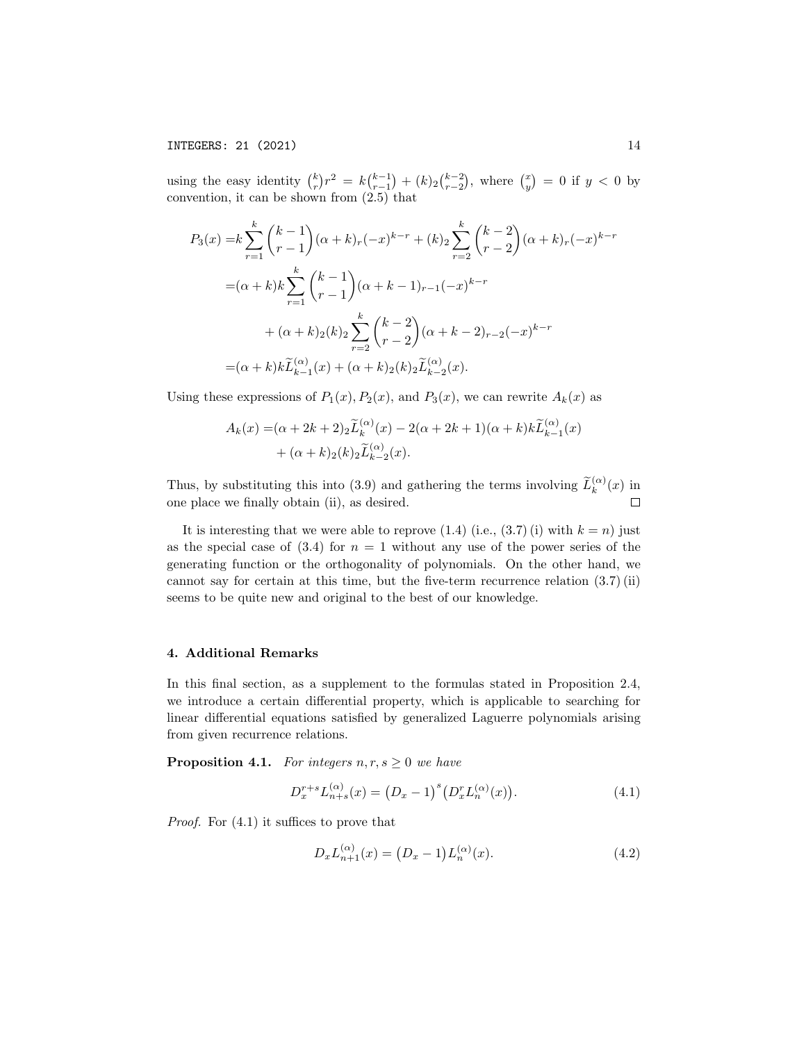using the easy identity $\binom{k}{r}r^2 = k\binom{k-1}{r-1} + (k)_2\binom{k-2}{r-2}$, where $\binom{x}{y} = 0$ if $y < 0$ by convention, it can be shown from (2.5) that

$$
\begin{aligned}
P_3(x) =& k\sum_{r=1}^{k}\binom{k-1}{r-1}(\alpha+k)_r(-x)^{k-r} + (k)_2\sum_{r=2}^{k}\binom{k-2}{r-2}(\alpha+k)_r(-x)^{k-r} \\
=& (\alpha+k)k\sum_{r=1}^{k}\binom{k-1}{r-1}(\alpha+k-1)_{r-1}(-x)^{k-r} \\
&+ (\alpha+k)_2(k)_2\sum_{r=2}^{k}\binom{k-2}{r-2}(\alpha+k-2)_{r-2}(-x)^{k-r} \\
=& (\alpha+k)k\widetilde{L}_{k-1}^{(\alpha)}(x) + (\alpha+k)_2(k)_2\widetilde{L}_{k-2}^{(\alpha)}(x).
\end{aligned}
$$

Using these expressions of $P_1(x), P_2(x)$, and $P_3(x)$, we can rewrite $A_k(x)$ as

$$
\begin{aligned}
A_k(x) =& (\alpha+2k+2)_2\widetilde{L}_k^{(\alpha)}(x) - 2(\alpha+2k+1)(\alpha+k)k\widetilde{L}_{k-1}^{(\alpha)}(x) \\
&+ (\alpha+k)_2(k)_2\widetilde{L}_{k-2}^{(\alpha)}(x).
\end{aligned}
$$

Thus, by substituting this into (3.9) and gathering the terms involving $\widetilde{L}_k^{(\alpha)}(x)$ in one place we finally obtain (ii), as desired. $\square$

It is interesting that we were able to reprove (1.4) (i.e., (3.7) (i) with $k = n$) just as the special case of (3.4) for $n = 1$ without any use of the power series of the generating function or the orthogonality of polynomials. On the other hand, we cannot say for certain at this time, but the five-term recurrence relation (3.7) (ii) seems to be quite new and original to the best of our knowledge.

## 4. Additional Remarks

In this final section, as a supplement to the formulas stated in Proposition 2.4, we introduce a certain differential property, which is applicable to searching for linear differential equations satisfied by generalized Laguerre polynomials arising from given recurrence relations.

**Proposition 4.1.** *For integers $n, r, s \geq 0$ we have*

$$
D_x^{r+s}L_{n+s}^{(\alpha)}(x) = \big(D_x - 1\big)^s\big(D_x^r L_n^{(\alpha)}(x)\big). \tag{4.1}
$$

*Proof.* For (4.1) it suffices to prove that

$$
D_x L_{n+1}^{(\alpha)}(x) = \big(D_x - 1\big)L_n^{(\alpha)}(x). \tag{4.2}
$$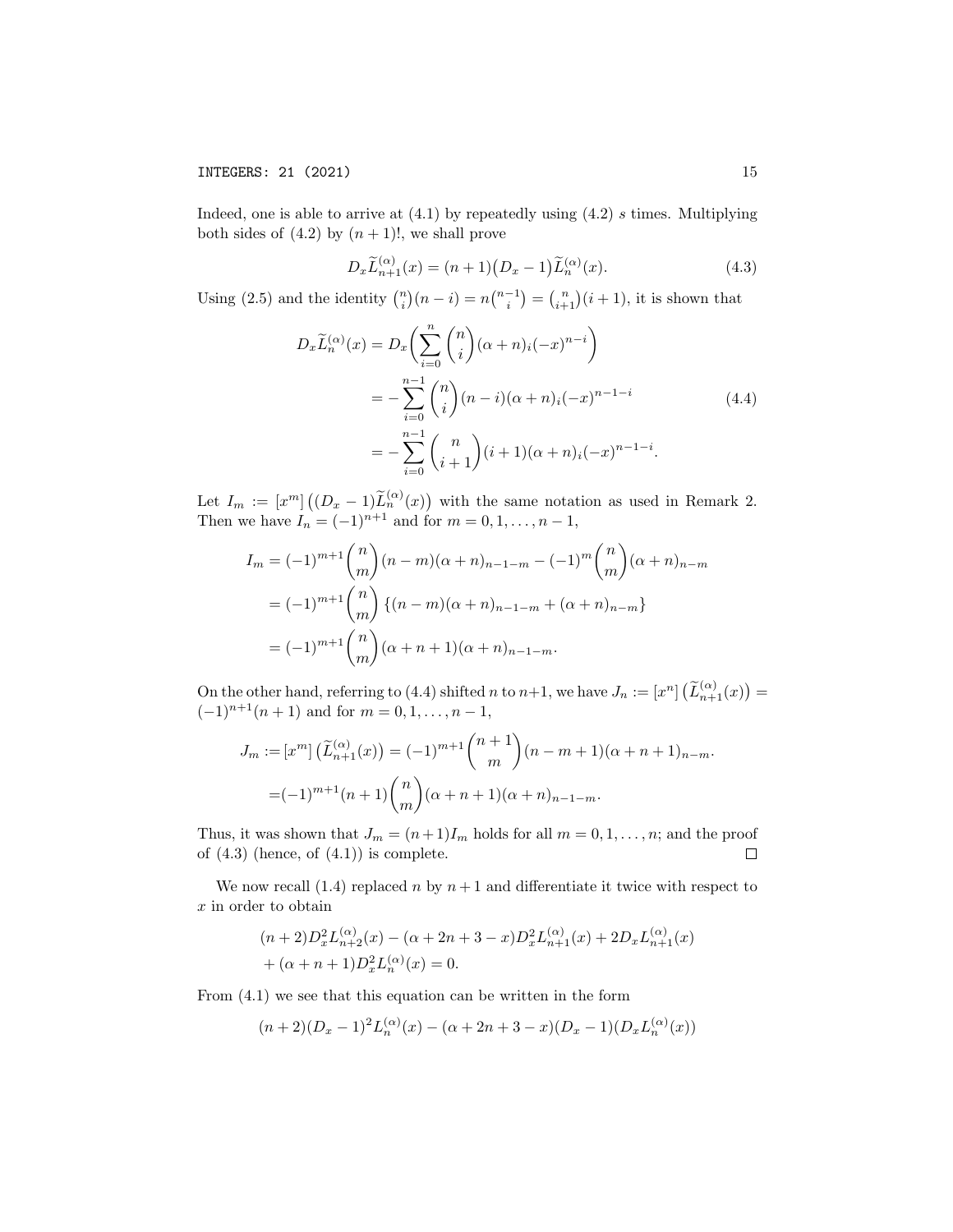Indeed, one is able to arrive at (4.1) by repeatedly using (4.2) $s$ times. Multiplying both sides of (4.2) by $(n+1)!$, we shall prove

$$D_x \widetilde{L}_{n+1}^{(\alpha)}(x) = (n+1)\big(D_x - 1\big)\widetilde{L}_n^{(\alpha)}(x). \tag{4.3}$$

Using (2.5) and the identity $\binom{n}{i}(n-i) = n\binom{n-1}{i} = \binom{n}{i+1}(i+1)$, it is shown that

$$\begin{aligned}
D_x \widetilde{L}_n^{(\alpha)}(x) &= D_x\bigg(\sum_{i=0}^{n}\binom{n}{i}(\alpha+n)_i(-x)^{n-i}\bigg) \\
&= -\sum_{i=0}^{n-1}\binom{n}{i}(n-i)(\alpha+n)_i(-x)^{n-1-i} \\
&= -\sum_{i=0}^{n-1}\binom{n}{i+1}(i+1)(\alpha+n)_i(-x)^{n-1-i}.
\end{aligned} \tag{4.4}$$

Let $I_m := [x^m]\big((D_x-1)\widetilde{L}_n^{(\alpha)}(x)\big)$ with the same notation as used in Remark 2. Then we have $I_n = (-1)^{n+1}$ and for $m = 0, 1, \ldots, n-1$,

$$\begin{aligned}
I_m &= (-1)^{m+1}\binom{n}{m}(n-m)(\alpha+n)_{n-1-m} - (-1)^m\binom{n}{m}(\alpha+n)_{n-m} \\
&= (-1)^{m+1}\binom{n}{m}\left\{(n-m)(\alpha+n)_{n-1-m} + (\alpha+n)_{n-m}\right\} \\
&= (-1)^{m+1}\binom{n}{m}(\alpha+n+1)(\alpha+n)_{n-1-m}.
\end{aligned}$$

On the other hand, referring to (4.4) shifted $n$ to $n+1$, we have $J_n := [x^n]\big(\widetilde{L}_{n+1}^{(\alpha)}(x)\big) = (-1)^{n+1}(n+1)$ and for $m = 0, 1, \ldots, n-1$,

$$\begin{aligned}
J_m &:= [x^m]\big(\widetilde{L}_{n+1}^{(\alpha)}(x)\big) = (-1)^{m+1}\binom{n+1}{m}(n-m+1)(\alpha+n+1)_{n-m}. \\
&= (-1)^{m+1}(n+1)\binom{n}{m}(\alpha+n+1)(\alpha+n)_{n-1-m}.
\end{aligned}$$

Thus, it was shown that $J_m = (n+1)I_m$ holds for all $m = 0, 1, \ldots, n$; and the proof of (4.3) (hence, of (4.1)) is complete. $\square$

We now recall (1.4) replaced $n$ by $n+1$ and differentiate it twice with respect to $x$ in order to obtain

$$\begin{aligned}
&(n+2)D_x^2 L_{n+2}^{(\alpha)}(x) - (\alpha+2n+3-x)D_x^2 L_{n+1}^{(\alpha)}(x) + 2D_x L_{n+1}^{(\alpha)}(x) \\
&+ (\alpha+n+1)D_x^2 L_n^{(\alpha)}(x) = 0.
\end{aligned}$$

From (4.1) we see that this equation can be written in the form

$$(n+2)(D_x-1)^2 L_n^{(\alpha)}(x) - (\alpha+2n+3-x)(D_x-1)(D_x L_n^{(\alpha)}(x))$$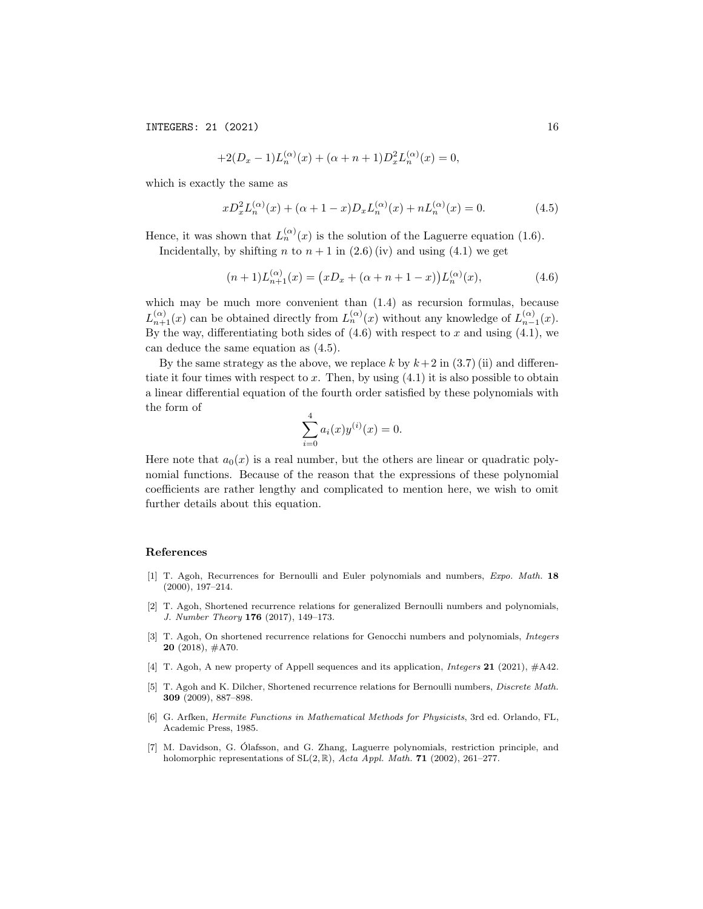$$+2(D_x - 1)L_n^{(\alpha)}(x) + (\alpha + n + 1)D_x^2 L_n^{(\alpha)}(x) = 0,$$

which is exactly the same as

$$xD_x^2 L_n^{(\alpha)}(x) + (\alpha + 1 - x)D_x L_n^{(\alpha)}(x) + nL_n^{(\alpha)}(x) = 0. \tag{4.5}$$

Hence, it was shown that $L_n^{(\alpha)}(x)$ is the solution of the Laguerre equation (1.6).

Incidentally, by shifting $n$ to $n+1$ in (2.6) (iv) and using (4.1) we get

$$(n+1)L_{n+1}^{(\alpha)}(x) = \big(xD_x + (\alpha + n + 1 - x)\big)L_n^{(\alpha)}(x), \tag{4.6}$$

which may be much more convenient than (1.4) as recursion formulas, because $L_{n+1}^{(\alpha)}(x)$ can be obtained directly from $L_n^{(\alpha)}(x)$ without any knowledge of $L_{n-1}^{(\alpha)}(x)$. By the way, differentiating both sides of (4.6) with respect to $x$ and using (4.1), we can deduce the same equation as (4.5).

By the same strategy as the above, we replace $k$ by $k+2$ in (3.7) (ii) and differentiate it four times with respect to $x$. Then, by using (4.1) it is also possible to obtain a linear differential equation of the fourth order satisfied by these polynomials with the form of

$$\sum_{i=0}^{4} a_i(x) y^{(i)}(x) = 0.$$

Here note that $a_0(x)$ is a real number, but the others are linear or quadratic polynomial functions. Because of the reason that the expressions of these polynomial coefficients are rather lengthy and complicated to mention here, we wish to omit further details about this equation.

## References

[1] T. Agoh, Recurrences for Bernoulli and Euler polynomials and numbers, *Expo. Math.* **18** (2000), 197–214.

[2] T. Agoh, Shortened recurrence relations for generalized Bernoulli numbers and polynomials, *J. Number Theory* **176** (2017), 149–173.

[3] T. Agoh, On shortened recurrence relations for Genocchi numbers and polynomials, *Integers* **20** (2018), #A70.

[4] T. Agoh, A new property of Appell sequences and its application, *Integers* **21** (2021), #A42.

[5] T. Agoh and K. Dilcher, Shortened recurrence relations for Bernoulli numbers, *Discrete Math.* **309** (2009), 887–898.

[6] G. Arfken, *Hermite Functions in Mathematical Methods for Physicists*, 3rd ed. Orlando, FL, Academic Press, 1985.

[7] M. Davidson, G. Ólafsson, and G. Zhang, Laguerre polynomials, restriction principle, and holomorphic representations of $\mathrm{SL}(2, \mathbb{R})$, *Acta Appl. Math.* **71** (2002), 261–277.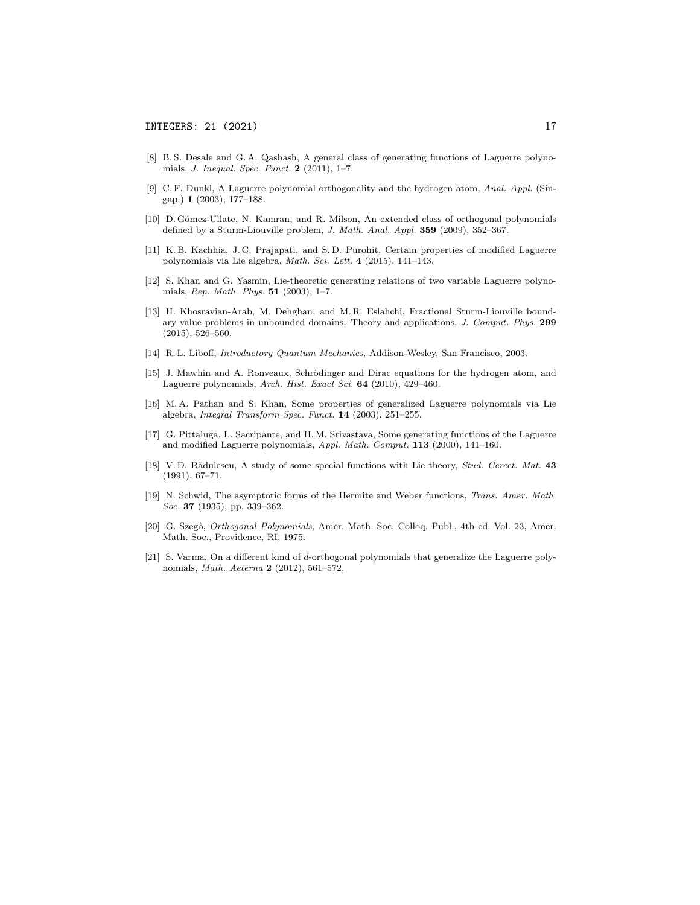[8] B. S. Desale and G. A. Qashash, A general class of generating functions of Laguerre polynomials, *J. Inequal. Spec. Funct.* **2** (2011), 1–7.

[9] C. F. Dunkl, A Laguerre polynomial orthogonality and the hydrogen atom, *Anal. Appl.* (Singap.) **1** (2003), 177–188.

[10] D. Gómez-Ullate, N. Kamran, and R. Milson, An extended class of orthogonal polynomials defined by a Sturm-Liouville problem, *J. Math. Anal. Appl.* **359** (2009), 352–367.

[11] K. B. Kachhia, J. C. Prajapati, and S. D. Purohit, Certain properties of modified Laguerre polynomials via Lie algebra, *Math. Sci. Lett.* **4** (2015), 141–143.

[12] S. Khan and G. Yasmin, Lie-theoretic generating relations of two variable Laguerre polynomials, *Rep. Math. Phys.* **51** (2003), 1–7.

[13] H. Khosravian-Arab, M. Dehghan, and M. R. Eslahchi, Fractional Sturm-Liouville boundary value problems in unbounded domains: Theory and applications, *J. Comput. Phys.* **299** (2015), 526–560.

[14] R. L. Liboff, *Introductory Quantum Mechanics*, Addison-Wesley, San Francisco, 2003.

[15] J. Mawhin and A. Ronveaux, Schrödinger and Dirac equations for the hydrogen atom, and Laguerre polynomials, *Arch. Hist. Exact Sci.* **64** (2010), 429–460.

[16] M. A. Pathan and S. Khan, Some properties of generalized Laguerre polynomials via Lie algebra, *Integral Transform Spec. Funct.* **14** (2003), 251–255.

[17] G. Pittaluga, L. Sacripante, and H. M. Srivastava, Some generating functions of the Laguerre and modified Laguerre polynomials, *Appl. Math. Comput.* **113** (2000), 141–160.

[18] V. D. Rădulescu, A study of some special functions with Lie theory, *Stud. Cercet. Mat.* **43** (1991), 67–71.

[19] N. Schwid, The asymptotic forms of the Hermite and Weber functions, *Trans. Amer. Math. Soc.* **37** (1935), pp. 339–362.

[20] G. Szegő, *Orthogonal Polynomials*, Amer. Math. Soc. Colloq. Publ., 4th ed. Vol. 23, Amer. Math. Soc., Providence, RI, 1975.

[21] S. Varma, On a different kind of $d$-orthogonal polynomials that generalize the Laguerre polynomials, *Math. Aeterna* **2** (2012), 561–572.